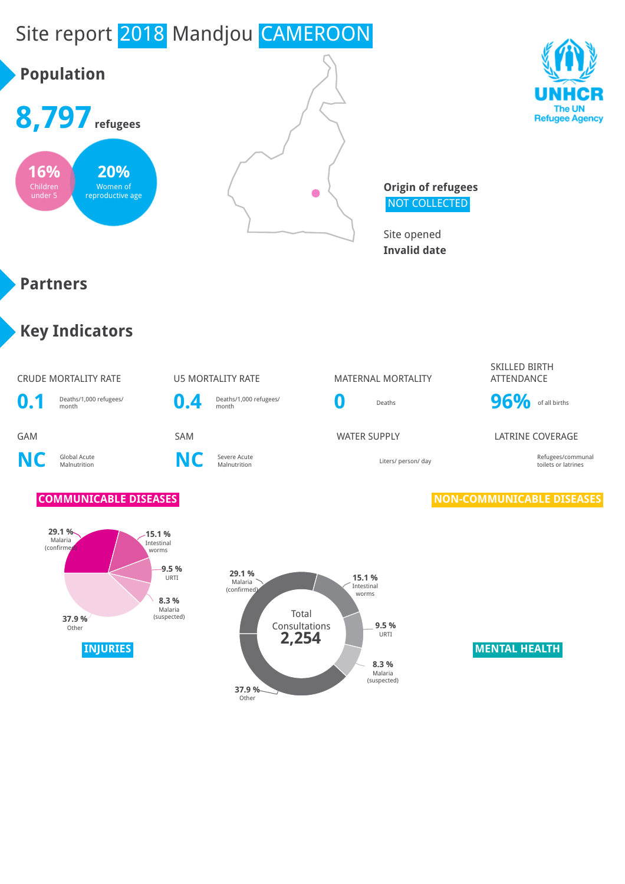# Site report 2018 Mandjou CAMEROON

## Population

**8,797** refugees

- **16%** Children under 5
- **20%** Women of reproductive age

**Origin of refugees**
NOT COLLECTED

Site opened
**Invalid date**

## Partners

## Key Indicators

| CRUDE MORTALITY RATE | U5 MORTALITY RATE | MATERNAL MORTALITY | SKILLED BIRTH ATTENDANCE |
|---|---|---|---|
| **0.1** Deaths/1,000 refugees/ month | **0.4** Deaths/1,000 refugees/ month | **0** Deaths | **96%** of all births |

| GAM | SAM | WATER SUPPLY | LATRINE COVERAGE |
|---|---|---|---|
| **NC** Global Acute Malnutrition | **NC** Severe Acute Malnutrition | Liters/ person/ day | Refugees/communal toilets or latrines |

### COMMUNICABLE DISEASES

- 29.1 % Malaria (confirmed)
- 15.1 % Intestinal worms
- 9.5 % URTI
- 8.3 % Malaria (suspected)
- 37.9 % Other

Total Consultations **2,254**

- 29.1 % Malaria (confirmed)
- 15.1 % Intestinal worms
- 9.5 % URTI
- 8.3 % Malaria (suspected)
- 37.9 % Other

### NON-COMMUNICABLE DISEASES

### INJURIES

### MENTAL HEALTH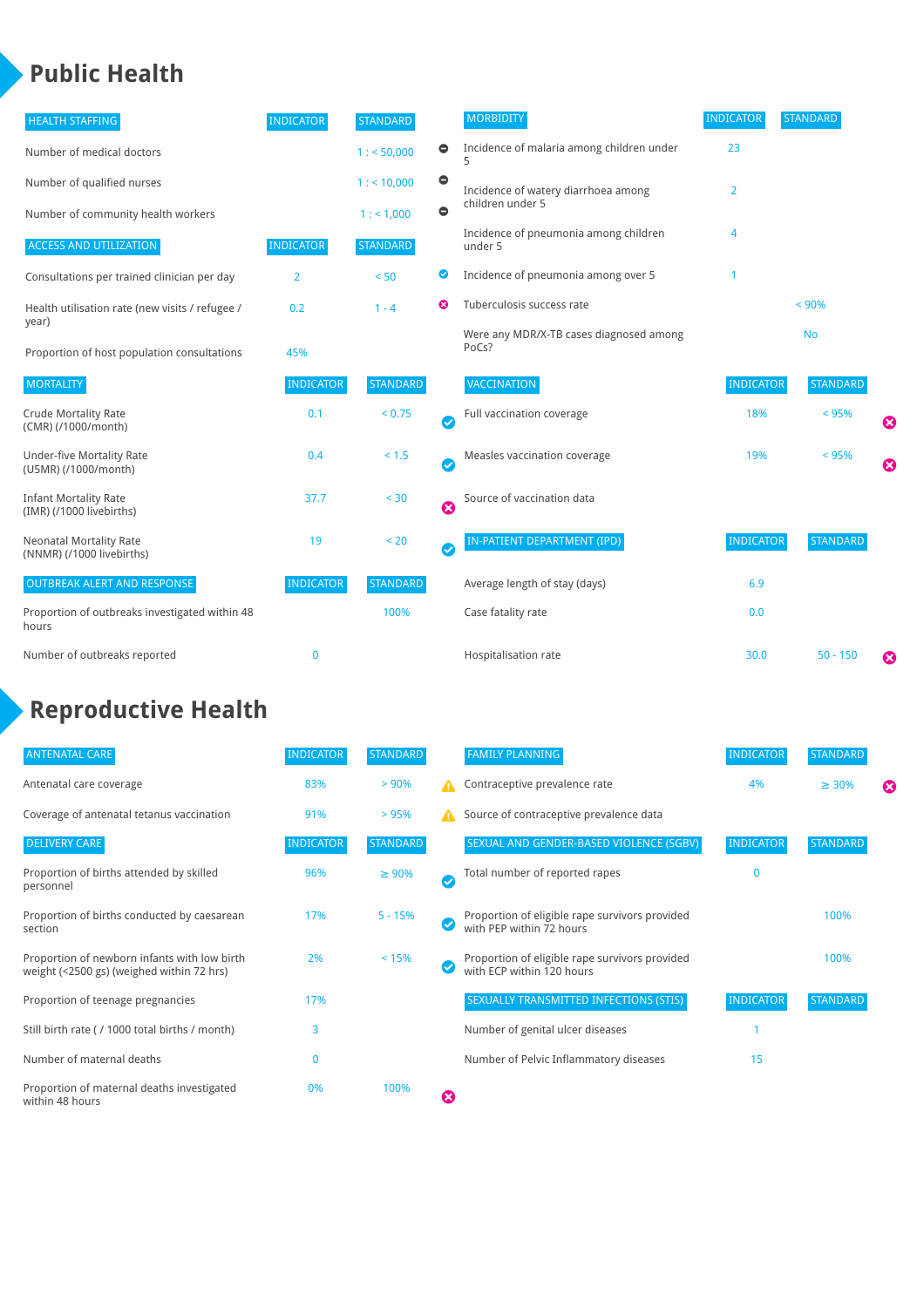# Public Health

| HEALTH STAFFING | INDICATOR | STANDARD | |
|---|---|---|---|
| Number of medical doctors | | 1 : < 50,000 | ⊖ |
| Number of qualified nurses | | 1 : < 10,000 | ⊖ |
| Number of community health workers | | 1 : < 1,000 | ⊖ |

| ACCESS AND UTILIZATION | INDICATOR | STANDARD | |
|---|---|---|---|
| Consultations per trained clinician per day | 2 | < 50 | ✔ |
| Health utilisation rate (new visits / refugee / year) | 0.2 | 1 - 4 | ✖ |
| Proportion of host population consultations | 45% | | |

| MORTALITY | INDICATOR | STANDARD | |
|---|---|---|---|
| Crude Mortality Rate (CMR) (/1000/month) | 0.1 | < 0.75 | ✔ |
| Under-five Mortality Rate (U5MR) (/1000/month) | 0.4 | < 1.5 | ✔ |
| Infant Mortality Rate (IMR) (/1000 livebirths) | 37.7 | < 30 | ✖ |
| Neonatal Mortality Rate (NNMR) (/1000 livebirths) | 19 | < 20 | ✔ |

| OUTBREAK ALERT AND RESPONSE | INDICATOR | STANDARD |
|---|---|---|
| Proportion of outbreaks investigated within 48 hours | | 100% |
| Number of outbreaks reported | 0 | |

| MORBIDITY | INDICATOR | STANDARD |
|---|---|---|
| Incidence of malaria among children under 5 | 23 | |
| Incidence of watery diarrhoea among children under 5 | 2 | |
| Incidence of pneumonia among children under 5 | 4 | |
| Incidence of pneumonia among over 5 | 1 | |
| Tuberculosis success rate | | < 90% |
| Were any MDR/X-TB cases diagnosed among PoCs? | | No |

| VACCINATION | INDICATOR | STANDARD | |
|---|---|---|---|
| Full vaccination coverage | 18% | < 95% | ✖ |
| Measles vaccination coverage | 19% | < 95% | ✖ |
| Source of vaccination data | | | |

| IN-PATIENT DEPARTMENT (IPD) | INDICATOR | STANDARD | |
|---|---|---|---|
| Average length of stay (days) | 6.9 | | |
| Case fatality rate | 0.0 | | |
| Hospitalisation rate | 30.0 | 50 - 150 | ✖ |

# Reproductive Health

| ANTENATAL CARE | INDICATOR | STANDARD | |
|---|---|---|---|
| Antenatal care coverage | 83% | > 90% | ⚠ |
| Coverage of antenatal tetanus vaccination | 91% | > 95% | ⚠ |

| DELIVERY CARE | INDICATOR | STANDARD | |
|---|---|---|---|
| Proportion of births attended by skilled personnel | 96% | ≥ 90% | ✔ |
| Proportion of births conducted by caesarean section | 17% | 5 - 15% | ✔ |
| Proportion of newborn infants with low birth weight (<2500 gs) (weighed within 72 hrs) | 2% | < 15% | ✔ |
| Proportion of teenage pregnancies | 17% | | |
| Still birth rate ( / 1000 total births / month) | 3 | | |
| Number of maternal deaths | 0 | | |
| Proportion of maternal deaths investigated within 48 hours | 0% | 100% | ✖ |

| FAMILY PLANNING | INDICATOR | STANDARD | |
|---|---|---|---|
| Contraceptive prevalence rate | 4% | ≥ 30% | ✖ |
| Source of contraceptive prevalence data | | | |

| SEXUAL AND GENDER-BASED VIOLENCE (SGBV) | INDICATOR | STANDARD |
|---|---|---|
| Total number of reported rapes | 0 | |
| Proportion of eligible rape survivors provided with PEP within 72 hours | | 100% |
| Proportion of eligible rape survivors provided with ECP within 120 hours | | 100% |

| SEXUALLY TRANSMITTED INFECTIONS (STIS) | INDICATOR | STANDARD |
|---|---|---|
| Number of genital ulcer diseases | 1 | |
| Number of Pelvic Inflammatory diseases | 15 | |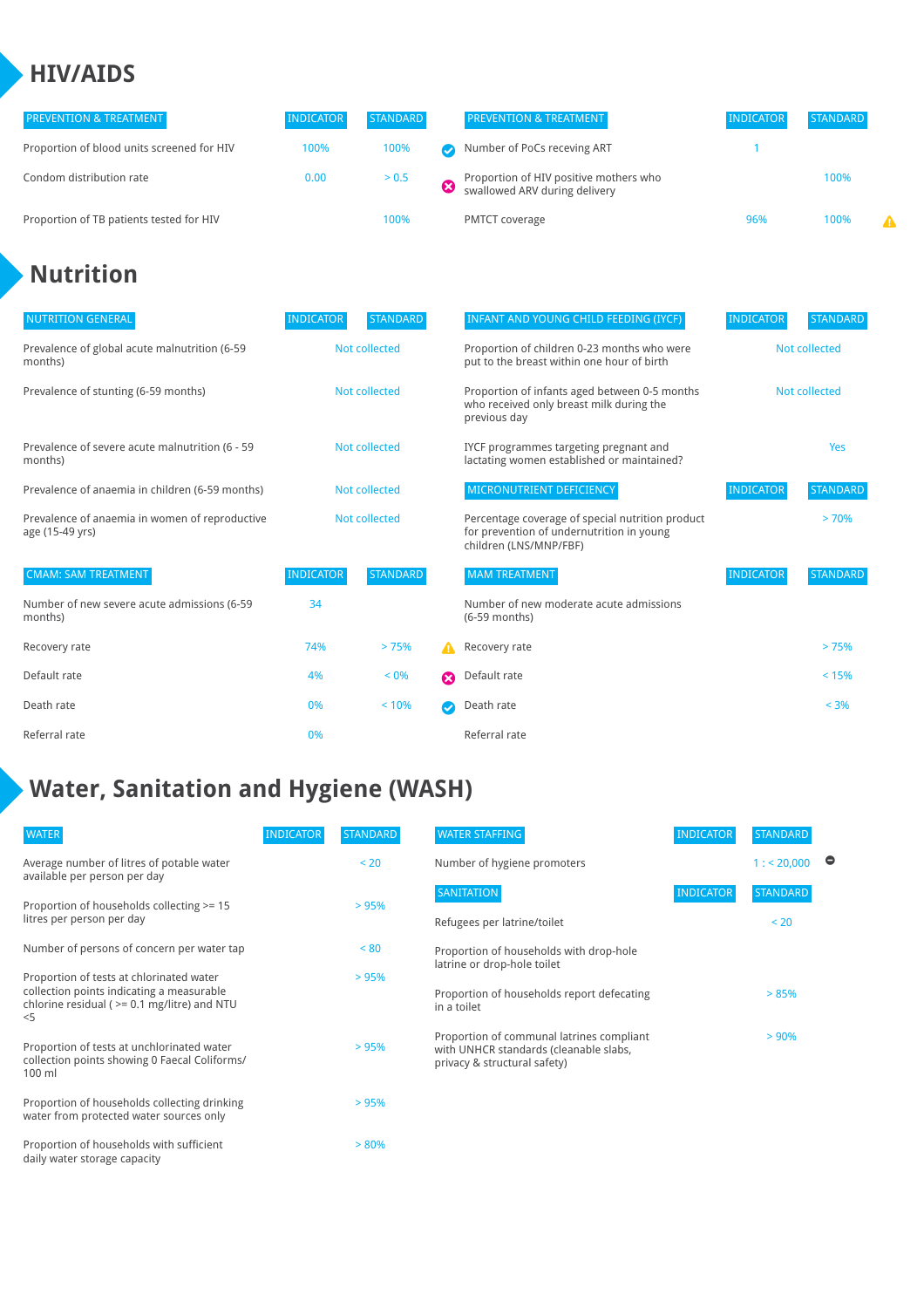# HIV/AIDS

| PREVENTION & TREATMENT | INDICATOR | STANDARD |
|---|---|---|
| Proportion of blood units screened for HIV | 100% | 100% |
| Condom distribution rate | 0.00 | > 0.5 |
| Proportion of TB patients tested for HIV | | 100% |

| PREVENTION & TREATMENT | INDICATOR | STANDARD |
|---|---|---|
| Number of PoCs receving ART | 1 | |
| Proportion of HIV positive mothers who swallowed ARV during delivery | | 100% |
| PMTCT coverage | 96% | 100% |

# Nutrition

| NUTRITION GENERAL | INDICATOR | STANDARD |
|---|---|---|
| Prevalence of global acute malnutrition (6-59 months) | Not collected | |
| Prevalence of stunting (6-59 months) | Not collected | |
| Prevalence of severe acute malnutrition (6 - 59 months) | Not collected | |
| Prevalence of anaemia in children (6-59 months) | Not collected | |
| Prevalence of anaemia in women of reproductive age (15-49 yrs) | Not collected | |

| INFANT AND YOUNG CHILD FEEDING (IYCF) | INDICATOR | STANDARD |
|---|---|---|
| Proportion of children 0-23 months who were put to the breast within one hour of birth | Not collected | |
| Proportion of infants aged between 0-5 months who received only breast milk during the previous day | Not collected | |
| IYCF programmes targeting pregnant and lactating women established or maintained? | | Yes |

| MICRONUTRIENT DEFICIENCY | INDICATOR | STANDARD |
|---|---|---|
| Percentage coverage of special nutrition product for prevention of undernutrition in young children (LNS/MNP/FBF) | | > 70% |

| CMAM: SAM TREATMENT | INDICATOR | STANDARD |
|---|---|---|
| Number of new severe acute admissions (6-59 months) | 34 | |
| Recovery rate | 74% | > 75% |
| Default rate | 4% | < 0% |
| Death rate | 0% | < 10% |
| Referral rate | 0% | |

| MAM TREATMENT | INDICATOR | STANDARD |
|---|---|---|
| Number of new moderate acute admissions (6-59 months) | | |
| Recovery rate | | > 75% |
| Default rate | | < 15% |
| Death rate | | < 3% |
| Referral rate | | |

# Water, Sanitation and Hygiene (WASH)

| WATER | INDICATOR | STANDARD |
|---|---|---|
| Average number of litres of potable water available per person per day | | < 20 |
| Proportion of households collecting >= 15 litres per person per day | | > 95% |
| Number of persons of concern per water tap | | < 80 |
| Proportion of tests at chlorinated water collection points indicating a measurable chlorine residual ( >= 0.1 mg/litre) and NTU <5 | | > 95% |
| Proportion of tests at unchlorinated water collection points showing 0 Faecal Coliforms/ 100 ml | | > 95% |
| Proportion of households collecting drinking water from protected water sources only | | > 95% |
| Proportion of households with sufficient daily water storage capacity | | > 80% |

| WATER STAFFING | INDICATOR | STANDARD |
|---|---|---|
| Number of hygiene promoters | | 1 : < 20,000 |

| SANITATION | INDICATOR | STANDARD |
|---|---|---|
| Refugees per latrine/toilet | | < 20 |
| Proportion of households with drop-hole latrine or drop-hole toilet | | |
| Proportion of households report defecating in a toilet | | > 85% |
| Proportion of communal latrines compliant with UNHCR standards (cleanable slabs, privacy & structural safety) | | > 90% |